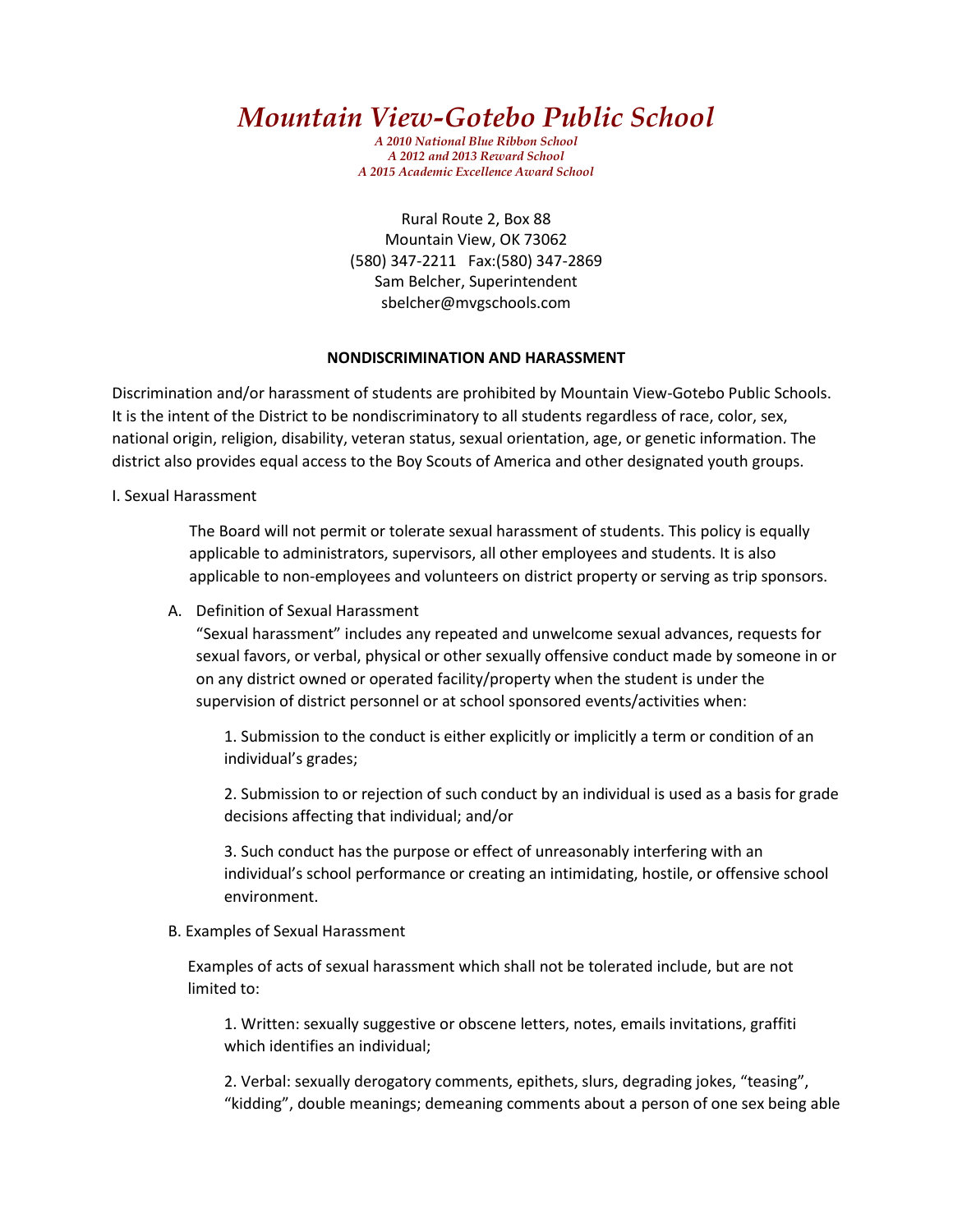# *Mountain View-Gotebo Public School*

*A 2010 National Blue Ribbon School*
*A 2012 and 2013 Reward School*
*A 2015 Academic Excellence Award School*

Rural Route 2, Box 88
Mountain View, OK 73062
(580) 347-2211 Fax:(580) 347-2869
Sam Belcher, Superintendent
sbelcher@mvgschools.com

## NONDISCRIMINATION AND HARASSMENT

Discrimination and/or harassment of students are prohibited by Mountain View-Gotebo Public Schools. It is the intent of the District to be nondiscriminatory to all students regardless of race, color, sex, national origin, religion, disability, veteran status, sexual orientation, age, or genetic information. The district also provides equal access to the Boy Scouts of America and other designated youth groups.

I. Sexual Harassment

The Board will not permit or tolerate sexual harassment of students. This policy is equally applicable to administrators, supervisors, all other employees and students. It is also applicable to non-employees and volunteers on district property or serving as trip sponsors.

A. Definition of Sexual Harassment

"Sexual harassment" includes any repeated and unwelcome sexual advances, requests for sexual favors, or verbal, physical or other sexually offensive conduct made by someone in or on any district owned or operated facility/property when the student is under the supervision of district personnel or at school sponsored events/activities when:

1. Submission to the conduct is either explicitly or implicitly a term or condition of an individual's grades;

2. Submission to or rejection of such conduct by an individual is used as a basis for grade decisions affecting that individual; and/or

3. Such conduct has the purpose or effect of unreasonably interfering with an individual's school performance or creating an intimidating, hostile, or offensive school environment.

B. Examples of Sexual Harassment

Examples of acts of sexual harassment which shall not be tolerated include, but are not limited to:

1. Written: sexually suggestive or obscene letters, notes, emails invitations, graffiti which identifies an individual;

2. Verbal: sexually derogatory comments, epithets, slurs, degrading jokes, "teasing", "kidding", double meanings; demeaning comments about a person of one sex being able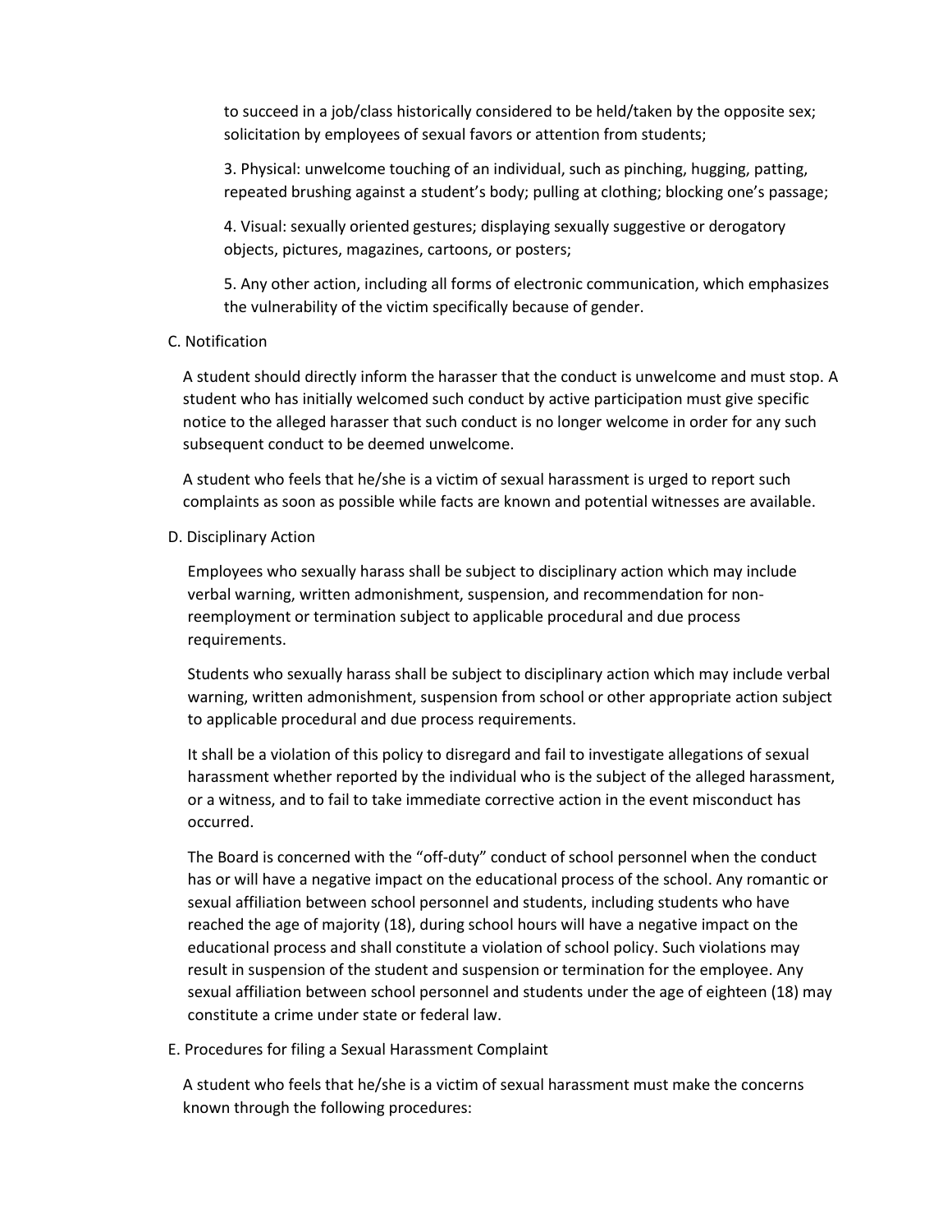to succeed in a job/class historically considered to be held/taken by the opposite sex; solicitation by employees of sexual favors or attention from students;

3. Physical: unwelcome touching of an individual, such as pinching, hugging, patting, repeated brushing against a student's body; pulling at clothing; blocking one's passage;

4. Visual: sexually oriented gestures; displaying sexually suggestive or derogatory objects, pictures, magazines, cartoons, or posters;

5. Any other action, including all forms of electronic communication, which emphasizes the vulnerability of the victim specifically because of gender.

C. Notification

A student should directly inform the harasser that the conduct is unwelcome and must stop. A student who has initially welcomed such conduct by active participation must give specific notice to the alleged harasser that such conduct is no longer welcome in order for any such subsequent conduct to be deemed unwelcome.

A student who feels that he/she is a victim of sexual harassment is urged to report such complaints as soon as possible while facts are known and potential witnesses are available.

D. Disciplinary Action

Employees who sexually harass shall be subject to disciplinary action which may include verbal warning, written admonishment, suspension, and recommendation for non-reemployment or termination subject to applicable procedural and due process requirements.

Students who sexually harass shall be subject to disciplinary action which may include verbal warning, written admonishment, suspension from school or other appropriate action subject to applicable procedural and due process requirements.

It shall be a violation of this policy to disregard and fail to investigate allegations of sexual harassment whether reported by the individual who is the subject of the alleged harassment, or a witness, and to fail to take immediate corrective action in the event misconduct has occurred.

The Board is concerned with the "off-duty" conduct of school personnel when the conduct has or will have a negative impact on the educational process of the school. Any romantic or sexual affiliation between school personnel and students, including students who have reached the age of majority (18), during school hours will have a negative impact on the educational process and shall constitute a violation of school policy. Such violations may result in suspension of the student and suspension or termination for the employee. Any sexual affiliation between school personnel and students under the age of eighteen (18) may constitute a crime under state or federal law.

E. Procedures for filing a Sexual Harassment Complaint

A student who feels that he/she is a victim of sexual harassment must make the concerns known through the following procedures: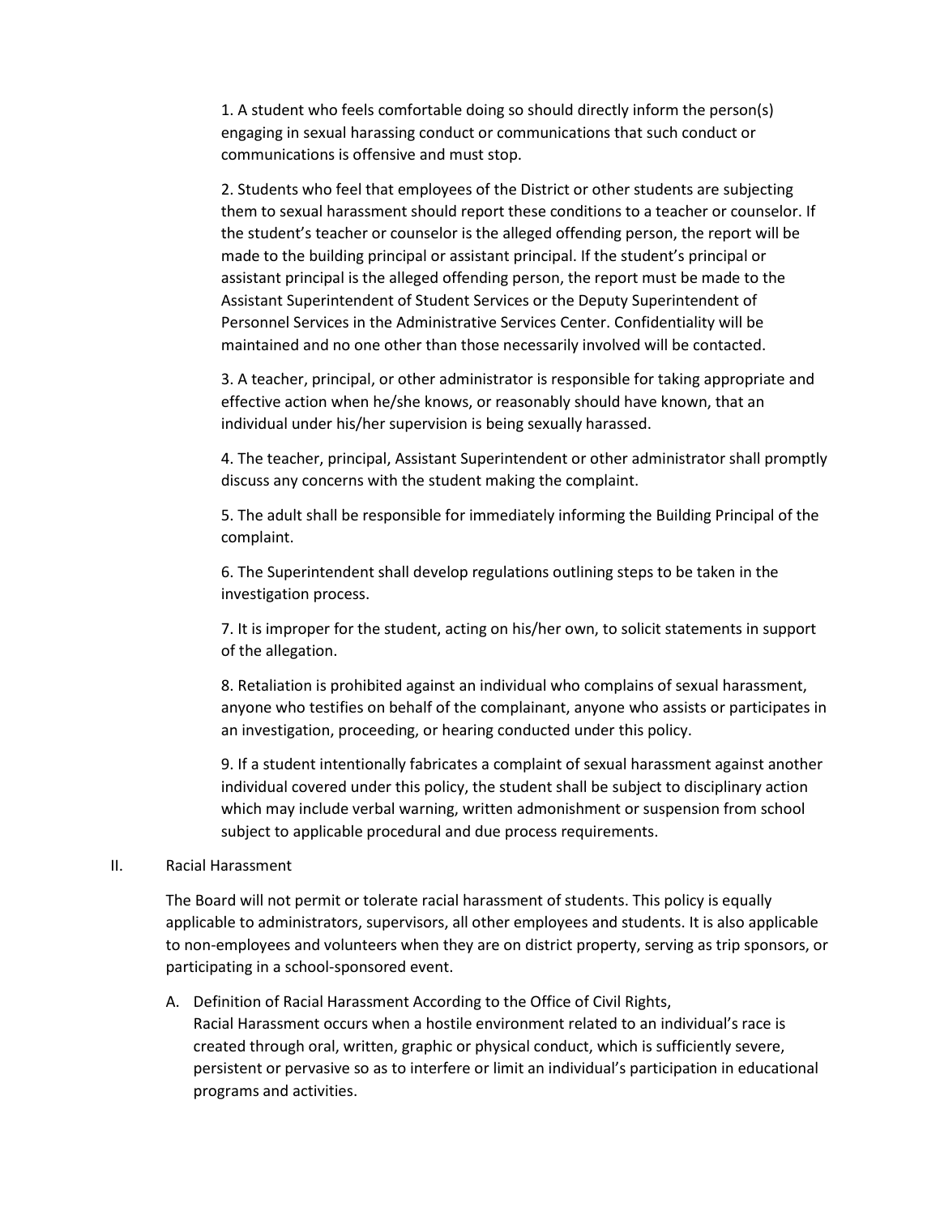1. A student who feels comfortable doing so should directly inform the person(s) engaging in sexual harassing conduct or communications that such conduct or communications is offensive and must stop.

2. Students who feel that employees of the District or other students are subjecting them to sexual harassment should report these conditions to a teacher or counselor. If the student's teacher or counselor is the alleged offending person, the report will be made to the building principal or assistant principal. If the student's principal or assistant principal is the alleged offending person, the report must be made to the Assistant Superintendent of Student Services or the Deputy Superintendent of Personnel Services in the Administrative Services Center. Confidentiality will be maintained and no one other than those necessarily involved will be contacted.

3. A teacher, principal, or other administrator is responsible for taking appropriate and effective action when he/she knows, or reasonably should have known, that an individual under his/her supervision is being sexually harassed.

4. The teacher, principal, Assistant Superintendent or other administrator shall promptly discuss any concerns with the student making the complaint.

5. The adult shall be responsible for immediately informing the Building Principal of the complaint.

6. The Superintendent shall develop regulations outlining steps to be taken in the investigation process.

7. It is improper for the student, acting on his/her own, to solicit statements in support of the allegation.

8. Retaliation is prohibited against an individual who complains of sexual harassment, anyone who testifies on behalf of the complainant, anyone who assists or participates in an investigation, proceeding, or hearing conducted under this policy.

9. If a student intentionally fabricates a complaint of sexual harassment against another individual covered under this policy, the student shall be subject to disciplinary action which may include verbal warning, written admonishment or suspension from school subject to applicable procedural and due process requirements.

## II. Racial Harassment

The Board will not permit or tolerate racial harassment of students. This policy is equally applicable to administrators, supervisors, all other employees and students. It is also applicable to non-employees and volunteers when they are on district property, serving as trip sponsors, or participating in a school-sponsored event.

A. Definition of Racial Harassment According to the Office of Civil Rights,
Racial Harassment occurs when a hostile environment related to an individual's race is created through oral, written, graphic or physical conduct, which is sufficiently severe, persistent or pervasive so as to interfere or limit an individual's participation in educational programs and activities.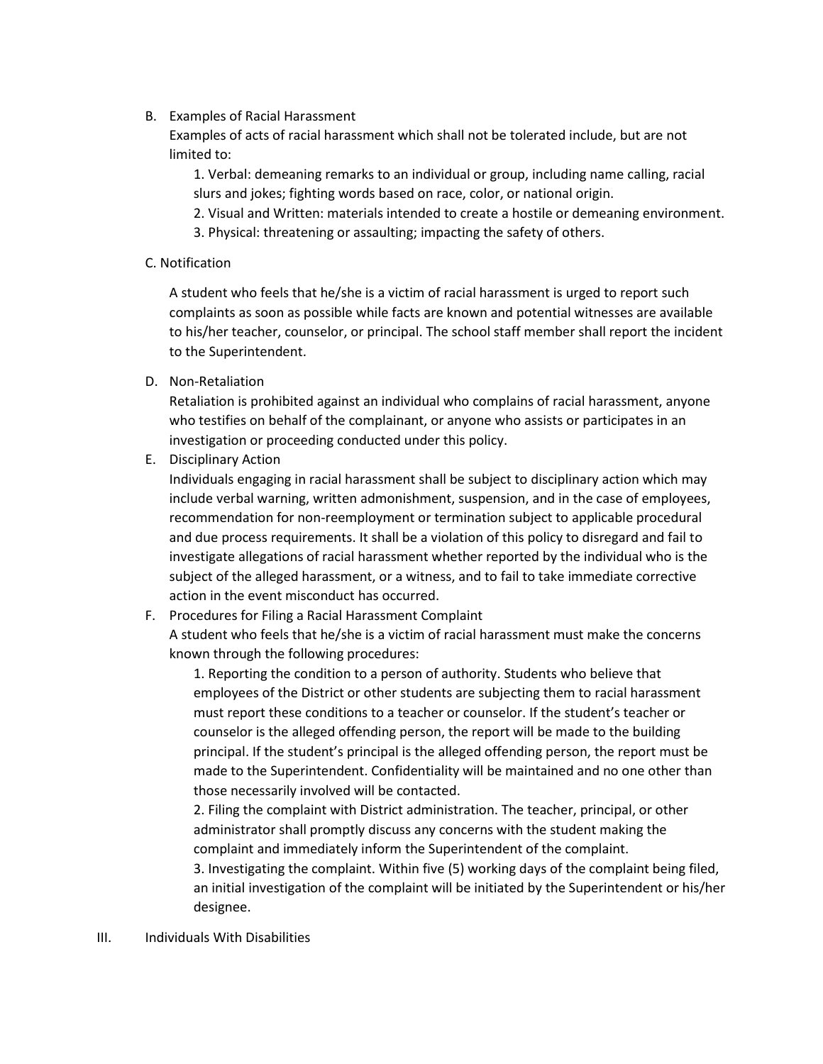B. Examples of Racial Harassment

Examples of acts of racial harassment which shall not be tolerated include, but are not limited to:

1. Verbal: demeaning remarks to an individual or group, including name calling, racial slurs and jokes; fighting words based on race, color, or national origin.
2. Visual and Written: materials intended to create a hostile or demeaning environment.
3. Physical: threatening or assaulting; impacting the safety of others.

C. Notification

A student who feels that he/she is a victim of racial harassment is urged to report such complaints as soon as possible while facts are known and potential witnesses are available to his/her teacher, counselor, or principal. The school staff member shall report the incident to the Superintendent.

D. Non-Retaliation

Retaliation is prohibited against an individual who complains of racial harassment, anyone who testifies on behalf of the complainant, or anyone who assists or participates in an investigation or proceeding conducted under this policy.

E. Disciplinary Action

Individuals engaging in racial harassment shall be subject to disciplinary action which may include verbal warning, written admonishment, suspension, and in the case of employees, recommendation for non-reemployment or termination subject to applicable procedural and due process requirements. It shall be a violation of this policy to disregard and fail to investigate allegations of racial harassment whether reported by the individual who is the subject of the alleged harassment, or a witness, and to fail to take immediate corrective action in the event misconduct has occurred.

F. Procedures for Filing a Racial Harassment Complaint

A student who feels that he/she is a victim of racial harassment must make the concerns known through the following procedures:

1. Reporting the condition to a person of authority. Students who believe that employees of the District or other students are subjecting them to racial harassment must report these conditions to a teacher or counselor. If the student's teacher or counselor is the alleged offending person, the report will be made to the building principal. If the student's principal is the alleged offending person, the report must be made to the Superintendent. Confidentiality will be maintained and no one other than those necessarily involved will be contacted.
2. Filing the complaint with District administration. The teacher, principal, or other administrator shall promptly discuss any concerns with the student making the complaint and immediately inform the Superintendent of the complaint.
3. Investigating the complaint. Within five (5) working days of the complaint being filed, an initial investigation of the complaint will be initiated by the Superintendent or his/her designee.

III. Individuals With Disabilities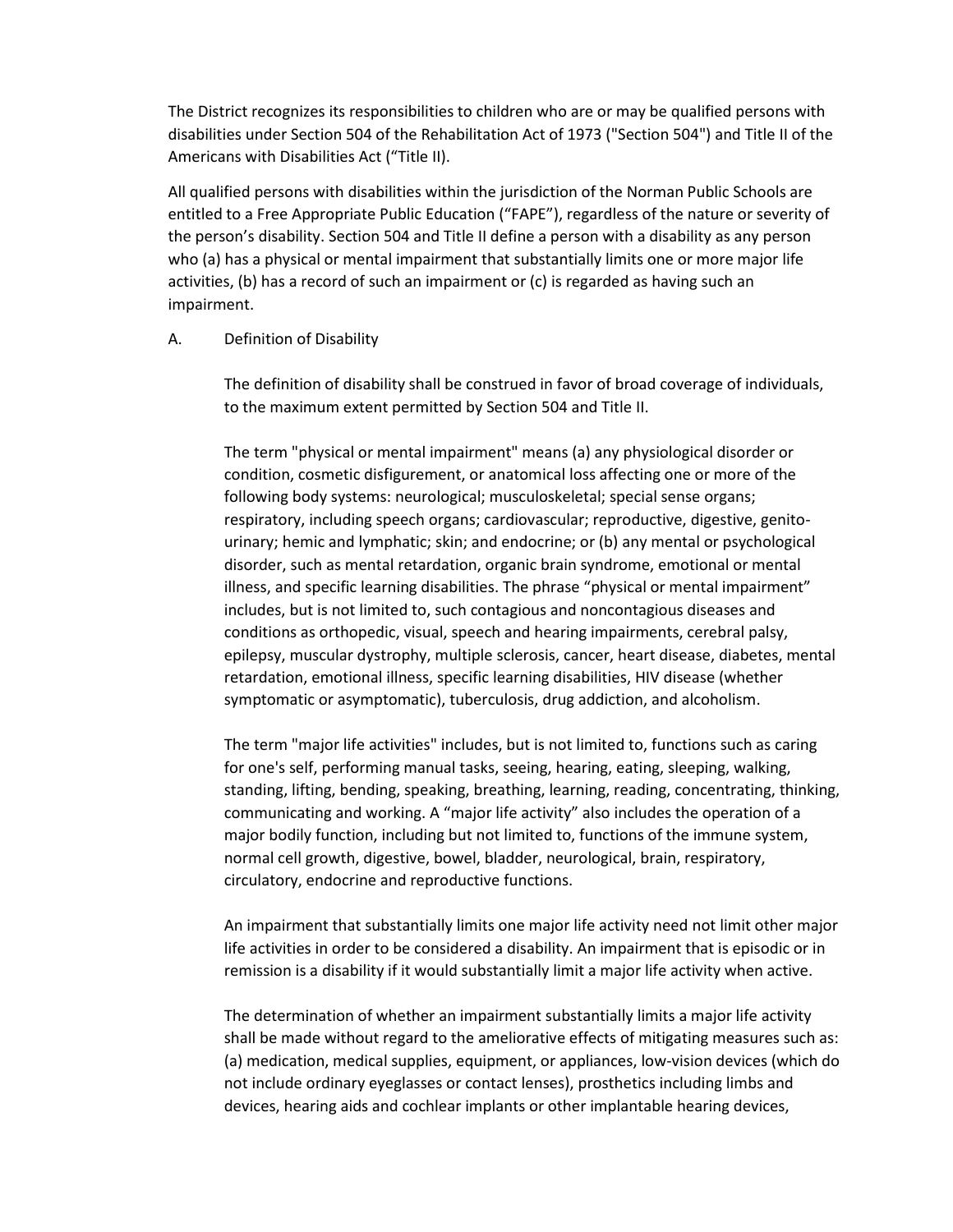The District recognizes its responsibilities to children who are or may be qualified persons with disabilities under Section 504 of the Rehabilitation Act of 1973 ("Section 504") and Title II of the Americans with Disabilities Act ("Title II).

All qualified persons with disabilities within the jurisdiction of the Norman Public Schools are entitled to a Free Appropriate Public Education ("FAPE"), regardless of the nature or severity of the person's disability. Section 504 and Title II define a person with a disability as any person who (a) has a physical or mental impairment that substantially limits one or more major life activities, (b) has a record of such an impairment or (c) is regarded as having such an impairment.

A. Definition of Disability

The definition of disability shall be construed in favor of broad coverage of individuals, to the maximum extent permitted by Section 504 and Title II.

The term "physical or mental impairment" means (a) any physiological disorder or condition, cosmetic disfigurement, or anatomical loss affecting one or more of the following body systems: neurological; musculoskeletal; special sense organs; respiratory, including speech organs; cardiovascular; reproductive, digestive, genito-urinary; hemic and lymphatic; skin; and endocrine; or (b) any mental or psychological disorder, such as mental retardation, organic brain syndrome, emotional or mental illness, and specific learning disabilities. The phrase "physical or mental impairment" includes, but is not limited to, such contagious and noncontagious diseases and conditions as orthopedic, visual, speech and hearing impairments, cerebral palsy, epilepsy, muscular dystrophy, multiple sclerosis, cancer, heart disease, diabetes, mental retardation, emotional illness, specific learning disabilities, HIV disease (whether symptomatic or asymptomatic), tuberculosis, drug addiction, and alcoholism.

The term "major life activities" includes, but is not limited to, functions such as caring for one's self, performing manual tasks, seeing, hearing, eating, sleeping, walking, standing, lifting, bending, speaking, breathing, learning, reading, concentrating, thinking, communicating and working. A "major life activity" also includes the operation of a major bodily function, including but not limited to, functions of the immune system, normal cell growth, digestive, bowel, bladder, neurological, brain, respiratory, circulatory, endocrine and reproductive functions.

An impairment that substantially limits one major life activity need not limit other major life activities in order to be considered a disability. An impairment that is episodic or in remission is a disability if it would substantially limit a major life activity when active.

The determination of whether an impairment substantially limits a major life activity shall be made without regard to the ameliorative effects of mitigating measures such as: (a) medication, medical supplies, equipment, or appliances, low-vision devices (which do not include ordinary eyeglasses or contact lenses), prosthetics including limbs and devices, hearing aids and cochlear implants or other implantable hearing devices,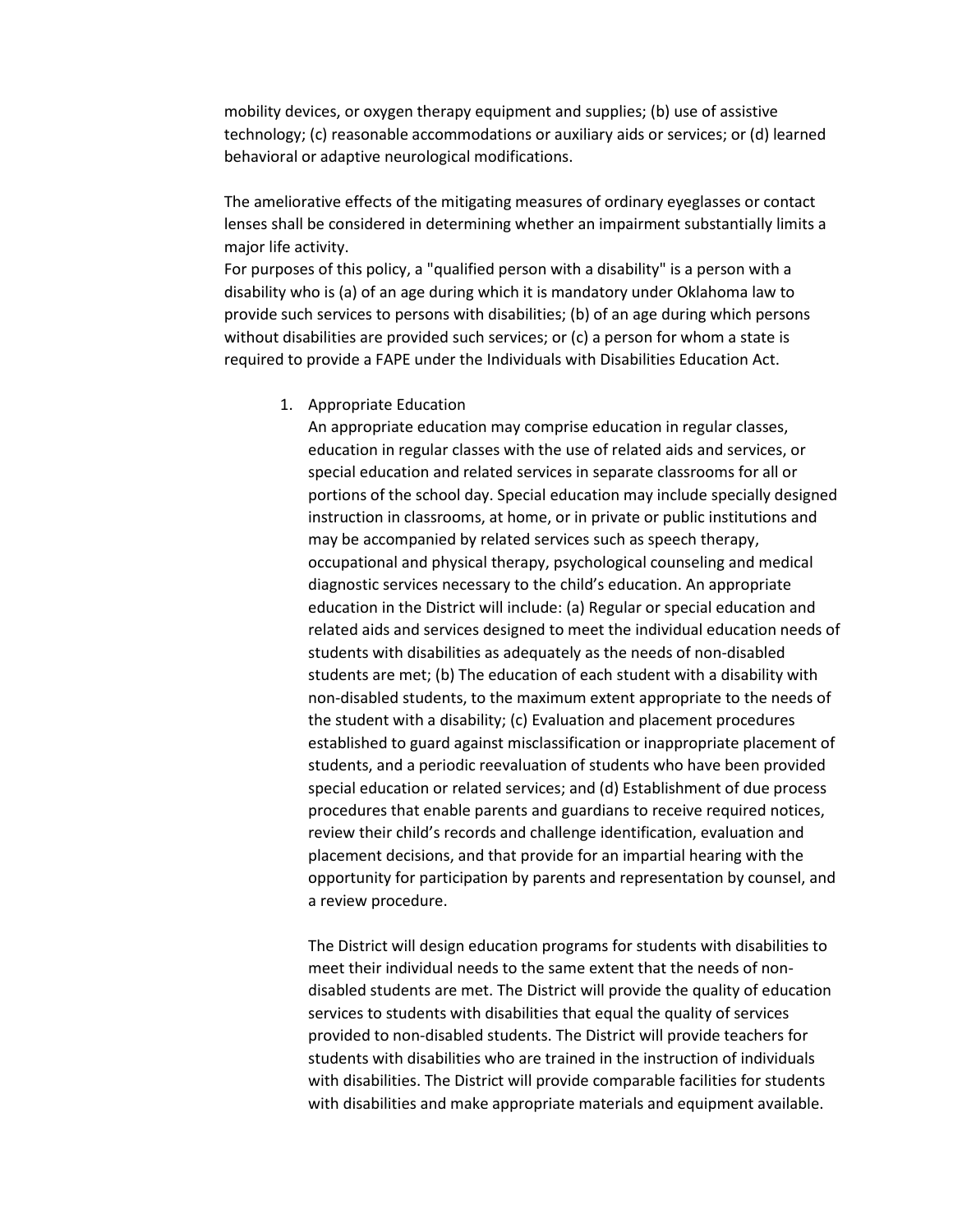mobility devices, or oxygen therapy equipment and supplies; (b) use of assistive technology; (c) reasonable accommodations or auxiliary aids or services; or (d) learned behavioral or adaptive neurological modifications.

The ameliorative effects of the mitigating measures of ordinary eyeglasses or contact lenses shall be considered in determining whether an impairment substantially limits a major life activity.
For purposes of this policy, a "qualified person with a disability" is a person with a disability who is (a) of an age during which it is mandatory under Oklahoma law to provide such services to persons with disabilities; (b) of an age during which persons without disabilities are provided such services; or (c) a person for whom a state is required to provide a FAPE under the Individuals with Disabilities Education Act.

1. Appropriate Education
   An appropriate education may comprise education in regular classes, education in regular classes with the use of related aids and services, or special education and related services in separate classrooms for all or portions of the school day. Special education may include specially designed instruction in classrooms, at home, or in private or public institutions and may be accompanied by related services such as speech therapy, occupational and physical therapy, psychological counseling and medical diagnostic services necessary to the child's education. An appropriate education in the District will include: (a) Regular or special education and related aids and services designed to meet the individual education needs of students with disabilities as adequately as the needs of non-disabled students are met; (b) The education of each student with a disability with non-disabled students, to the maximum extent appropriate to the needs of the student with a disability; (c) Evaluation and placement procedures established to guard against misclassification or inappropriate placement of students, and a periodic reevaluation of students who have been provided special education or related services; and (d) Establishment of due process procedures that enable parents and guardians to receive required notices, review their child's records and challenge identification, evaluation and placement decisions, and that provide for an impartial hearing with the opportunity for participation by parents and representation by counsel, and a review procedure.

   The District will design education programs for students with disabilities to meet their individual needs to the same extent that the needs of non-disabled students are met. The District will provide the quality of education services to students with disabilities that equal the quality of services provided to non-disabled students. The District will provide teachers for students with disabilities who are trained in the instruction of individuals with disabilities. The District will provide comparable facilities for students with disabilities and make appropriate materials and equipment available.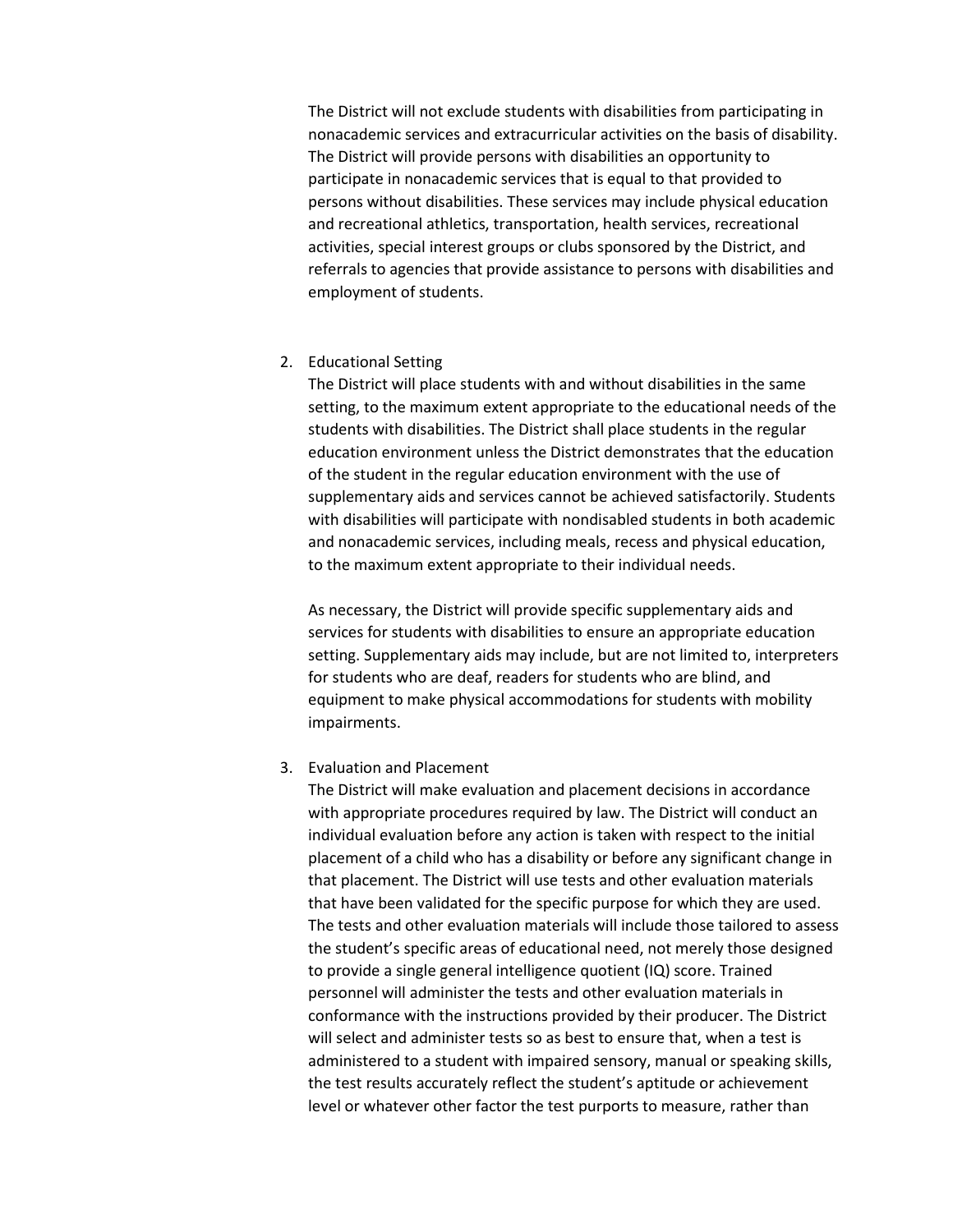The District will not exclude students with disabilities from participating in nonacademic services and extracurricular activities on the basis of disability. The District will provide persons with disabilities an opportunity to participate in nonacademic services that is equal to that provided to persons without disabilities. These services may include physical education and recreational athletics, transportation, health services, recreational activities, special interest groups or clubs sponsored by the District, and referrals to agencies that provide assistance to persons with disabilities and employment of students.

2. Educational Setting
   The District will place students with and without disabilities in the same setting, to the maximum extent appropriate to the educational needs of the students with disabilities. The District shall place students in the regular education environment unless the District demonstrates that the education of the student in the regular education environment with the use of supplementary aids and services cannot be achieved satisfactorily. Students with disabilities will participate with nondisabled students in both academic and nonacademic services, including meals, recess and physical education, to the maximum extent appropriate to their individual needs.

   As necessary, the District will provide specific supplementary aids and services for students with disabilities to ensure an appropriate education setting. Supplementary aids may include, but are not limited to, interpreters for students who are deaf, readers for students who are blind, and equipment to make physical accommodations for students with mobility impairments.

3. Evaluation and Placement
   The District will make evaluation and placement decisions in accordance with appropriate procedures required by law. The District will conduct an individual evaluation before any action is taken with respect to the initial placement of a child who has a disability or before any significant change in that placement. The District will use tests and other evaluation materials that have been validated for the specific purpose for which they are used. The tests and other evaluation materials will include those tailored to assess the student's specific areas of educational need, not merely those designed to provide a single general intelligence quotient (IQ) score. Trained personnel will administer the tests and other evaluation materials in conformance with the instructions provided by their producer. The District will select and administer tests so as best to ensure that, when a test is administered to a student with impaired sensory, manual or speaking skills, the test results accurately reflect the student's aptitude or achievement level or whatever other factor the test purports to measure, rather than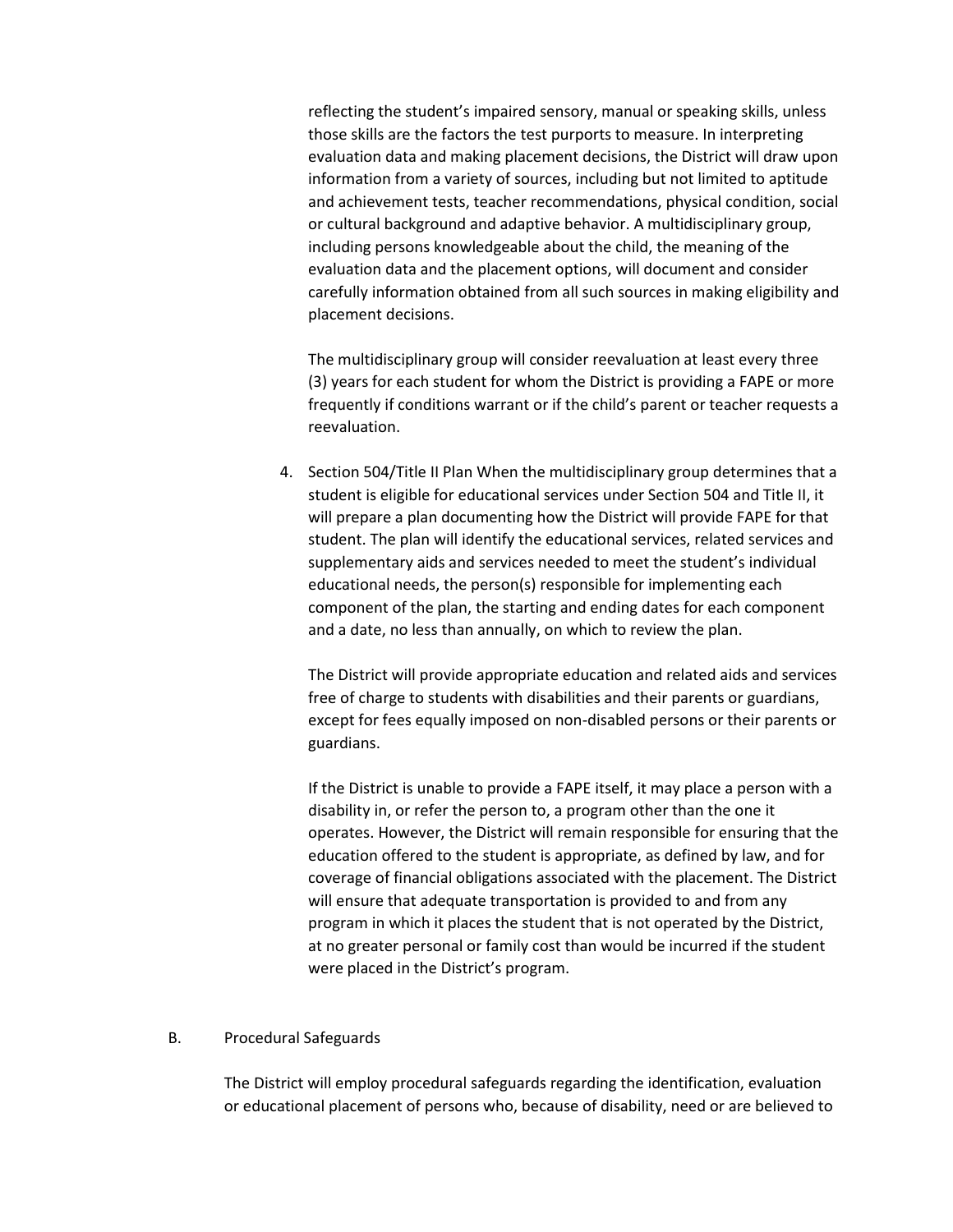reflecting the student's impaired sensory, manual or speaking skills, unless those skills are the factors the test purports to measure. In interpreting evaluation data and making placement decisions, the District will draw upon information from a variety of sources, including but not limited to aptitude and achievement tests, teacher recommendations, physical condition, social or cultural background and adaptive behavior. A multidisciplinary group, including persons knowledgeable about the child, the meaning of the evaluation data and the placement options, will document and consider carefully information obtained from all such sources in making eligibility and placement decisions.

The multidisciplinary group will consider reevaluation at least every three (3) years for each student for whom the District is providing a FAPE or more frequently if conditions warrant or if the child's parent or teacher requests a reevaluation.

4. Section 504/Title II Plan When the multidisciplinary group determines that a student is eligible for educational services under Section 504 and Title II, it will prepare a plan documenting how the District will provide FAPE for that student. The plan will identify the educational services, related services and supplementary aids and services needed to meet the student's individual educational needs, the person(s) responsible for implementing each component of the plan, the starting and ending dates for each component and a date, no less than annually, on which to review the plan.

   The District will provide appropriate education and related aids and services free of charge to students with disabilities and their parents or guardians, except for fees equally imposed on non-disabled persons or their parents or guardians.

   If the District is unable to provide a FAPE itself, it may place a person with a disability in, or refer the person to, a program other than the one it operates. However, the District will remain responsible for ensuring that the education offered to the student is appropriate, as defined by law, and for coverage of financial obligations associated with the placement. The District will ensure that adequate transportation is provided to and from any program in which it places the student that is not operated by the District, at no greater personal or family cost than would be incurred if the student were placed in the District's program.

B. Procedural Safeguards

The District will employ procedural safeguards regarding the identification, evaluation or educational placement of persons who, because of disability, need or are believed to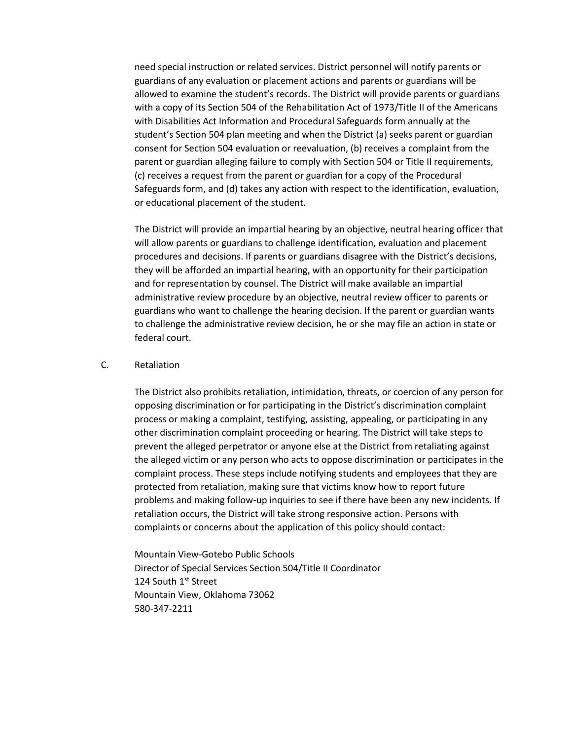need special instruction or related services. District personnel will notify parents or guardians of any evaluation or placement actions and parents or guardians will be allowed to examine the student's records. The District will provide parents or guardians with a copy of its Section 504 of the Rehabilitation Act of 1973/Title II of the Americans with Disabilities Act Information and Procedural Safeguards form annually at the student's Section 504 plan meeting and when the District (a) seeks parent or guardian consent for Section 504 evaluation or reevaluation, (b) receives a complaint from the parent or guardian alleging failure to comply with Section 504 or Title II requirements, (c) receives a request from the parent or guardian for a copy of the Procedural Safeguards form, and (d) takes any action with respect to the identification, evaluation, or educational placement of the student.

The District will provide an impartial hearing by an objective, neutral hearing officer that will allow parents or guardians to challenge identification, evaluation and placement procedures and decisions. If parents or guardians disagree with the District's decisions, they will be afforded an impartial hearing, with an opportunity for their participation and for representation by counsel. The District will make available an impartial administrative review procedure by an objective, neutral review officer to parents or guardians who want to challenge the hearing decision. If the parent or guardian wants to challenge the administrative review decision, he or she may file an action in state or federal court.

C. Retaliation

The District also prohibits retaliation, intimidation, threats, or coercion of any person for opposing discrimination or for participating in the District's discrimination complaint process or making a complaint, testifying, assisting, appealing, or participating in any other discrimination complaint proceeding or hearing. The District will take steps to prevent the alleged perpetrator or anyone else at the District from retaliating against the alleged victim or any person who acts to oppose discrimination or participates in the complaint process. These steps include notifying students and employees that they are protected from retaliation, making sure that victims know how to report future problems and making follow-up inquiries to see if there have been any new incidents. If retaliation occurs, the District will take strong responsive action. Persons with complaints or concerns about the application of this policy should contact:

Mountain View-Gotebo Public Schools
Director of Special Services Section 504/Title II Coordinator
124 South 1st Street
Mountain View, Oklahoma 73062
580-347-2211